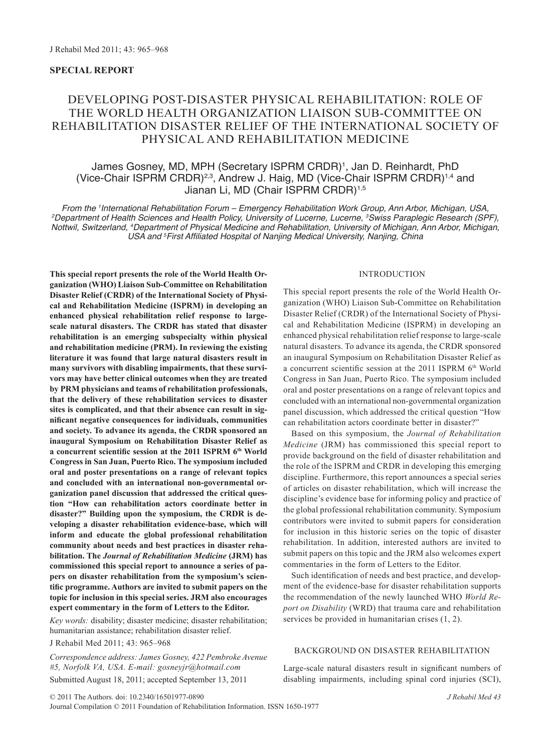## SPECIAL REPORT

# DEVELOPING POST-DISASTER PHYSICAL REHABILITATION: ROLE OF THE WORLD HEALTH ORGANIZATION LIAISON SUB-COMMITTEE ON REHABILITATION DISASTER RELIEF OF THE INTERNATIONAL SOCIETY OF PHYSICAL AND REHABILITATION MEDICINE

James Gosney, MD, MPH (Secretary ISPRM CRDR)[1], Jan D. Reinhardt, PhD (Vice-Chair ISPRM CRDR)[2,3], Andrew J. Haig, MD (Vice-Chair ISPRM CRDR)[1,4] and Jianan Li, MD (Chair ISPRM CRDR)[1,5]

*From the [1]International Rehabilitation Forum – Emergency Rehabilitation Work Group, Ann Arbor, Michigan, USA, [2]Department of Health Sciences and Health Policy, University of Lucerne, Lucerne, [3]Swiss Paraplegic Research (SPF), Nottwil, Switzerland, [4]Department of Physical Medicine and Rehabilitation, University of Michigan, Ann Arbor, Michigan, USA and [5]First Affiliated Hospital of Nanjing Medical University, Nanjing, China*

**This special report presents the role of the World Health Organization (WHO) Liaison Sub-Committee on Rehabilitation Disaster Relief (CRDR) of the International Society of Physical and Rehabilitation Medicine (ISPRM) in developing an enhanced physical rehabilitation relief response to large-scale natural disasters. The CRDR has stated that disaster rehabilitation is an emerging subspecialty within physical and rehabilitation medicine (PRM). In reviewing the existing literature it was found that large natural disasters result in many survivors with disabling impairments, that these survivors may have better clinical outcomes when they are treated by PRM physicians and teams of rehabilitation professionals, that the delivery of these rehabilitation services to disaster sites is complicated, and that their absence can result in significant negative consequences for individuals, communities and society. To advance its agenda, the CRDR sponsored an inaugural Symposium on Rehabilitation Disaster Relief as a concurrent scientific session at the 2011 ISPRM 6th World Congress in San Juan, Puerto Rico. The symposium included oral and poster presentations on a range of relevant topics and concluded with an international non-governmental organization panel discussion that addressed the critical question "How can rehabilitation actors coordinate better in disaster?" Building upon the symposium, the CRDR is developing a disaster rehabilitation evidence-base, which will inform and educate the global professional rehabilitation community about needs and best practices in disaster rehabilitation. The *Journal of Rehabilitation Medicine* (JRM) has commissioned this special report to announce a series of papers on disaster rehabilitation from the symposium's scientific programme. Authors are invited to submit papers on the topic for inclusion in this special series. JRM also encourages expert commentary in the form of Letters to the Editor.**

*Key words:* disability; disaster medicine; disaster rehabilitation; humanitarian assistance; rehabilitation disaster relief.

J Rehabil Med 2011; 43: 965–968

*Correspondence address: James Gosney, 422 Pembroke Avenue #5, Norfolk VA, USA. E-mail: gosneyjr@hotmail.com*

Submitted August 18, 2011; accepted September 13, 2011

## INTRODUCTION

This special report presents the role of the World Health Organization (WHO) Liaison Sub-Committee on Rehabilitation Disaster Relief (CRDR) of the International Society of Physical and Rehabilitation Medicine (ISPRM) in developing an enhanced physical rehabilitation relief response to large-scale natural disasters. To advance its agenda, the CRDR sponsored an inaugural Symposium on Rehabilitation Disaster Relief as a concurrent scientific session at the 2011 ISPRM 6th World Congress in San Juan, Puerto Rico. The symposium included oral and poster presentations on a range of relevant topics and concluded with an international non-governmental organization panel discussion, which addressed the critical question "How can rehabilitation actors coordinate better in disaster?"

Based on this symposium, the *Journal of Rehabilitation Medicine* (JRM) has commissioned this special report to provide background on the field of disaster rehabilitation and the role of the ISPRM and CRDR in developing this emerging discipline. Furthermore, this report announces a special series of articles on disaster rehabilitation, which will increase the discipline's evidence base for informing policy and practice of the global professional rehabilitation community. Symposium contributors were invited to submit papers for consideration for inclusion in this historic series on the topic of disaster rehabilitation. In addition, interested authors are invited to submit papers on this topic and the JRM also welcomes expert commentaries in the form of Letters to the Editor.

Such identification of needs and best practice, and development of the evidence-base for disaster rehabilitation supports the recommendation of the newly launched WHO *World Report on Disability* (WRD) that trauma care and rehabilitation services be provided in humanitarian crises (1, 2).

## BACKGROUND ON DISASTER REHABILITATION

Large-scale natural disasters result in significant numbers of disabling impairments, including spinal cord injuries (SCI),

© 2011 The Authors. doi: 10.2340/16501977-0890

Journal Compilation © 2011 Foundation of Rehabilitation Information. ISSN 1650-1977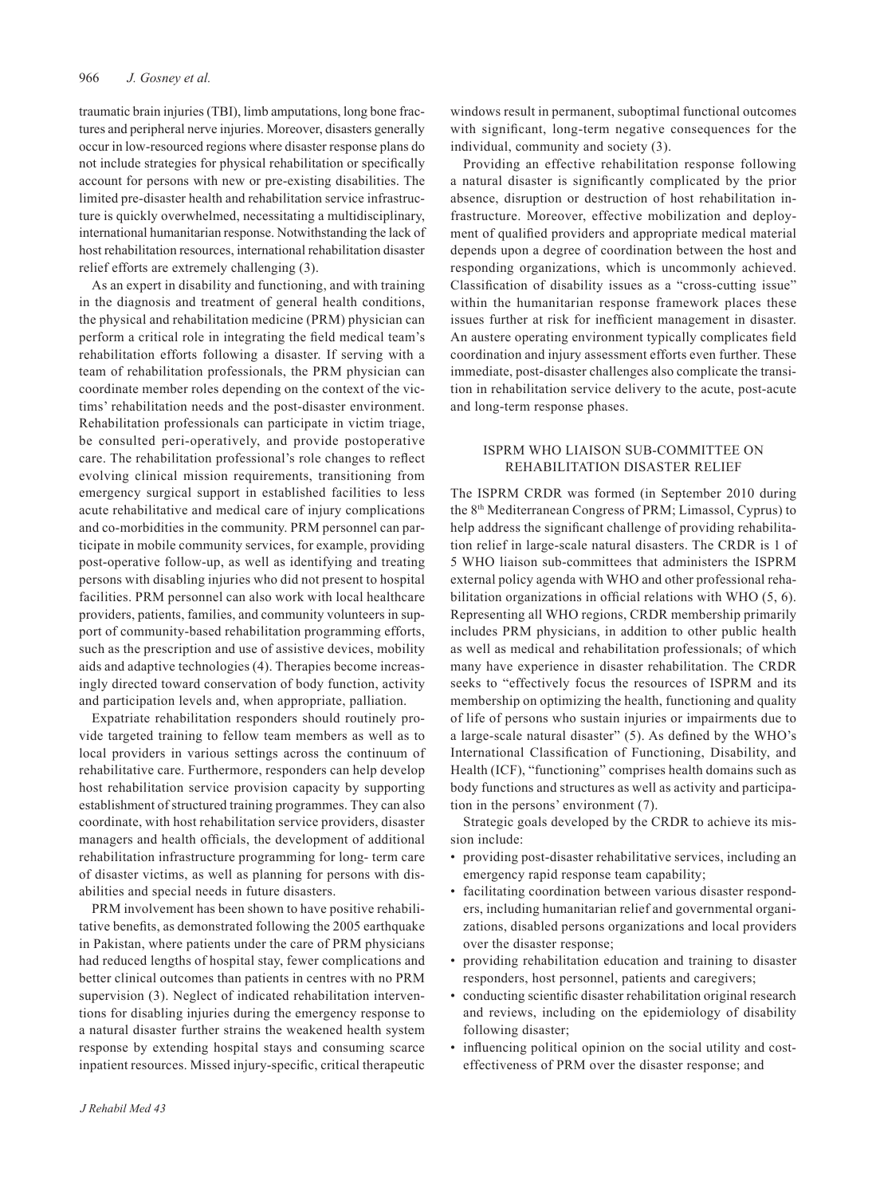traumatic brain injuries (TBI), limb amputations, long bone fractures and peripheral nerve injuries. Moreover, disasters generally occur in low-resourced regions where disaster response plans do not include strategies for physical rehabilitation or specifically account for persons with new or pre-existing disabilities. The limited pre-disaster health and rehabilitation service infrastructure is quickly overwhelmed, necessitating a multidisciplinary, international humanitarian response. Notwithstanding the lack of host rehabilitation resources, international rehabilitation disaster relief efforts are extremely challenging (3).

As an expert in disability and functioning, and with training in the diagnosis and treatment of general health conditions, the physical and rehabilitation medicine (PRM) physician can perform a critical role in integrating the field medical team's rehabilitation efforts following a disaster. If serving with a team of rehabilitation professionals, the PRM physician can coordinate member roles depending on the context of the victims' rehabilitation needs and the post-disaster environment. Rehabilitation professionals can participate in victim triage, be consulted peri-operatively, and provide postoperative care. The rehabilitation professional's role changes to reflect evolving clinical mission requirements, transitioning from emergency surgical support in established facilities to less acute rehabilitative and medical care of injury complications and co-morbidities in the community. PRM personnel can participate in mobile community services, for example, providing post-operative follow-up, as well as identifying and treating persons with disabling injuries who did not present to hospital facilities. PRM personnel can also work with local healthcare providers, patients, families, and community volunteers in support of community-based rehabilitation programming efforts, such as the prescription and use of assistive devices, mobility aids and adaptive technologies (4). Therapies become increasingly directed toward conservation of body function, activity and participation levels and, when appropriate, palliation.

Expatriate rehabilitation responders should routinely provide targeted training to fellow team members as well as to local providers in various settings across the continuum of rehabilitative care. Furthermore, responders can help develop host rehabilitation service provision capacity by supporting establishment of structured training programmes. They can also coordinate, with host rehabilitation service providers, disaster managers and health officials, the development of additional rehabilitation infrastructure programming for long- term care of disaster victims, as well as planning for persons with disabilities and special needs in future disasters.

PRM involvement has been shown to have positive rehabilitative benefits, as demonstrated following the 2005 earthquake in Pakistan, where patients under the care of PRM physicians had reduced lengths of hospital stay, fewer complications and better clinical outcomes than patients in centres with no PRM supervision (3). Neglect of indicated rehabilitation interventions for disabling injuries during the emergency response to a natural disaster further strains the weakened health system response by extending hospital stays and consuming scarce inpatient resources. Missed injury-specific, critical therapeutic windows result in permanent, suboptimal functional outcomes with significant, long-term negative consequences for the individual, community and society (3).

Providing an effective rehabilitation response following a natural disaster is significantly complicated by the prior absence, disruption or destruction of host rehabilitation infrastructure. Moreover, effective mobilization and deployment of qualified providers and appropriate medical material depends upon a degree of coordination between the host and responding organizations, which is uncommonly achieved. Classification of disability issues as a "cross-cutting issue" within the humanitarian response framework places these issues further at risk for inefficient management in disaster. An austere operating environment typically complicates field coordination and injury assessment efforts even further. These immediate, post-disaster challenges also complicate the transition in rehabilitation service delivery to the acute, post-acute and long-term response phases.

## ISPRM WHO LIAISON SUB-COMMITTEE ON REHABILITATION DISASTER RELIEF

The ISPRM CRDR was formed (in September 2010 during the 8th Mediterranean Congress of PRM; Limassol, Cyprus) to help address the significant challenge of providing rehabilitation relief in large-scale natural disasters. The CRDR is 1 of 5 WHO liaison sub-committees that administers the ISPRM external policy agenda with WHO and other professional rehabilitation organizations in official relations with WHO (5, 6). Representing all WHO regions, CRDR membership primarily includes PRM physicians, in addition to other public health as well as medical and rehabilitation professionals; of which many have experience in disaster rehabilitation. The CRDR seeks to "effectively focus the resources of ISPRM and its membership on optimizing the health, functioning and quality of life of persons who sustain injuries or impairments due to a large-scale natural disaster" (5). As defined by the WHO's International Classification of Functioning, Disability, and Health (ICF), "functioning" comprises health domains such as body functions and structures as well as activity and participation in the persons' environment (7).

Strategic goals developed by the CRDR to achieve its mission include:

- providing post-disaster rehabilitative services, including an emergency rapid response team capability;
- facilitating coordination between various disaster responders, including humanitarian relief and governmental organizations, disabled persons organizations and local providers over the disaster response;
- providing rehabilitation education and training to disaster responders, host personnel, patients and caregivers;
- conducting scientific disaster rehabilitation original research and reviews, including on the epidemiology of disability following disaster;
- influencing political opinion on the social utility and cost-effectiveness of PRM over the disaster response; and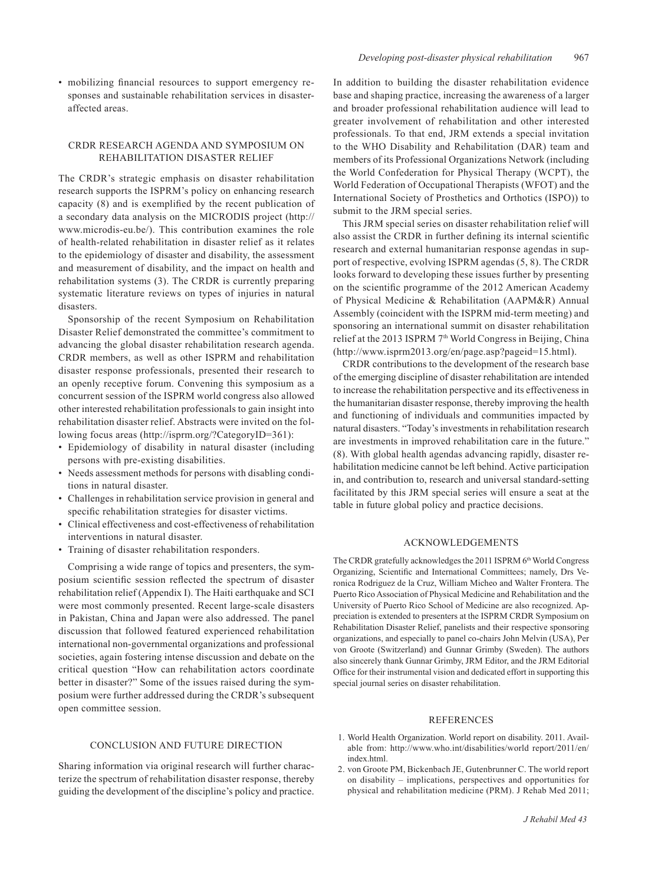- mobilizing financial resources to support emergency responses and sustainable rehabilitation services in disaster-affected areas.

## CRDR RESEARCH AGENDA AND SYMPOSIUM ON REHABILITATION DISASTER RELIEF

The CRDR's strategic emphasis on disaster rehabilitation research supports the ISPRM's policy on enhancing research capacity (8) and is exemplified by the recent publication of a secondary data analysis on the MICRODIS project (http://www.microdis-eu.be/). This contribution examines the role of health-related rehabilitation in disaster relief as it relates to the epidemiology of disaster and disability, the assessment and measurement of disability, and the impact on health and rehabilitation systems (3). The CRDR is currently preparing systematic literature reviews on types of injuries in natural disasters.

Sponsorship of the recent Symposium on Rehabilitation Disaster Relief demonstrated the committee's commitment to advancing the global disaster rehabilitation research agenda. CRDR members, as well as other ISPRM and rehabilitation disaster response professionals, presented their research to an openly receptive forum. Convening this symposium as a concurrent session of the ISPRM world congress also allowed other interested rehabilitation professionals to gain insight into rehabilitation disaster relief. Abstracts were invited on the following focus areas (http://isprm.org/?CategoryID=361):

- Epidemiology of disability in natural disaster (including persons with pre-existing disabilities.
- Needs assessment methods for persons with disabling conditions in natural disaster.
- Challenges in rehabilitation service provision in general and specific rehabilitation strategies for disaster victims.
- Clinical effectiveness and cost-effectiveness of rehabilitation interventions in natural disaster.
- Training of disaster rehabilitation responders.

Comprising a wide range of topics and presenters, the symposium scientific session reflected the spectrum of disaster rehabilitation relief (Appendix I). The Haiti earthquake and SCI were most commonly presented. Recent large-scale disasters in Pakistan, China and Japan were also addressed. The panel discussion that followed featured experienced rehabilitation international non-governmental organizations and professional societies, again fostering intense discussion and debate on the critical question "How can rehabilitation actors coordinate better in disaster?" Some of the issues raised during the symposium were further addressed during the CRDR's subsequent open committee session.

## CONCLUSION AND FUTURE DIRECTION

Sharing information via original research will further characterize the spectrum of rehabilitation disaster response, thereby guiding the development of the discipline's policy and practice. In addition to building the disaster rehabilitation evidence base and shaping practice, increasing the awareness of a larger and broader professional rehabilitation audience will lead to greater involvement of rehabilitation and other interested professionals. To that end, JRM extends a special invitation to the WHO Disability and Rehabilitation (DAR) team and members of its Professional Organizations Network (including the World Confederation for Physical Therapy (WCPT), the World Federation of Occupational Therapists (WFOT) and the International Society of Prosthetics and Orthotics (ISPO)) to submit to the JRM special series.

This JRM special series on disaster rehabilitation relief will also assist the CRDR in further defining its internal scientific research and external humanitarian response agendas in support of respective, evolving ISPRM agendas (5, 8). The CRDR looks forward to developing these issues further by presenting on the scientific programme of the 2012 American Academy of Physical Medicine & Rehabilitation (AAPM&R) Annual Assembly (coincident with the ISPRM mid-term meeting) and sponsoring an international summit on disaster rehabilitation relief at the 2013 ISPRM 7th World Congress in Beijing, China (http://www.isprm2013.org/en/page.asp?pageid=15.html).

CRDR contributions to the development of the research base of the emerging discipline of disaster rehabilitation are intended to increase the rehabilitation perspective and its effectiveness in the humanitarian disaster response, thereby improving the health and functioning of individuals and communities impacted by natural disasters. "Today's investments in rehabilitation research are investments in improved rehabilitation care in the future." (8). With global health agendas advancing rapidly, disaster rehabilitation medicine cannot be left behind. Active participation in, and contribution to, research and universal standard-setting facilitated by this JRM special series will ensure a seat at the table in future global policy and practice decisions.

## ACKNOWLEDGEMENTS

The CRDR gratefully acknowledges the 2011 ISPRM 6th World Congress Organizing, Scientific and International Committees; namely, Drs Veronica Rodriguez de la Cruz, William Micheo and Walter Frontera. The Puerto Rico Association of Physical Medicine and Rehabilitation and the University of Puerto Rico School of Medicine are also recognized. Appreciation is extended to presenters at the ISPRM CRDR Symposium on Rehabilitation Disaster Relief, panelists and their respective sponsoring organizations, and especially to panel co-chairs John Melvin (USA), Per von Groote (Switzerland) and Gunnar Grimby (Sweden). The authors also sincerely thank Gunnar Grimby, JRM Editor, and the JRM Editorial Office for their instrumental vision and dedicated effort in supporting this special journal series on disaster rehabilitation.

## REFERENCES

1. World Health Organization. World report on disability. 2011. Available from: http://www.who.int/disabilities/world report/2011/en/index.html.
2. von Groote PM, Bickenbach JE, Gutenbrunner C. The world report on disability – implications, perspectives and opportunities for physical and rehabilitation medicine (PRM). J Rehab Med 2011;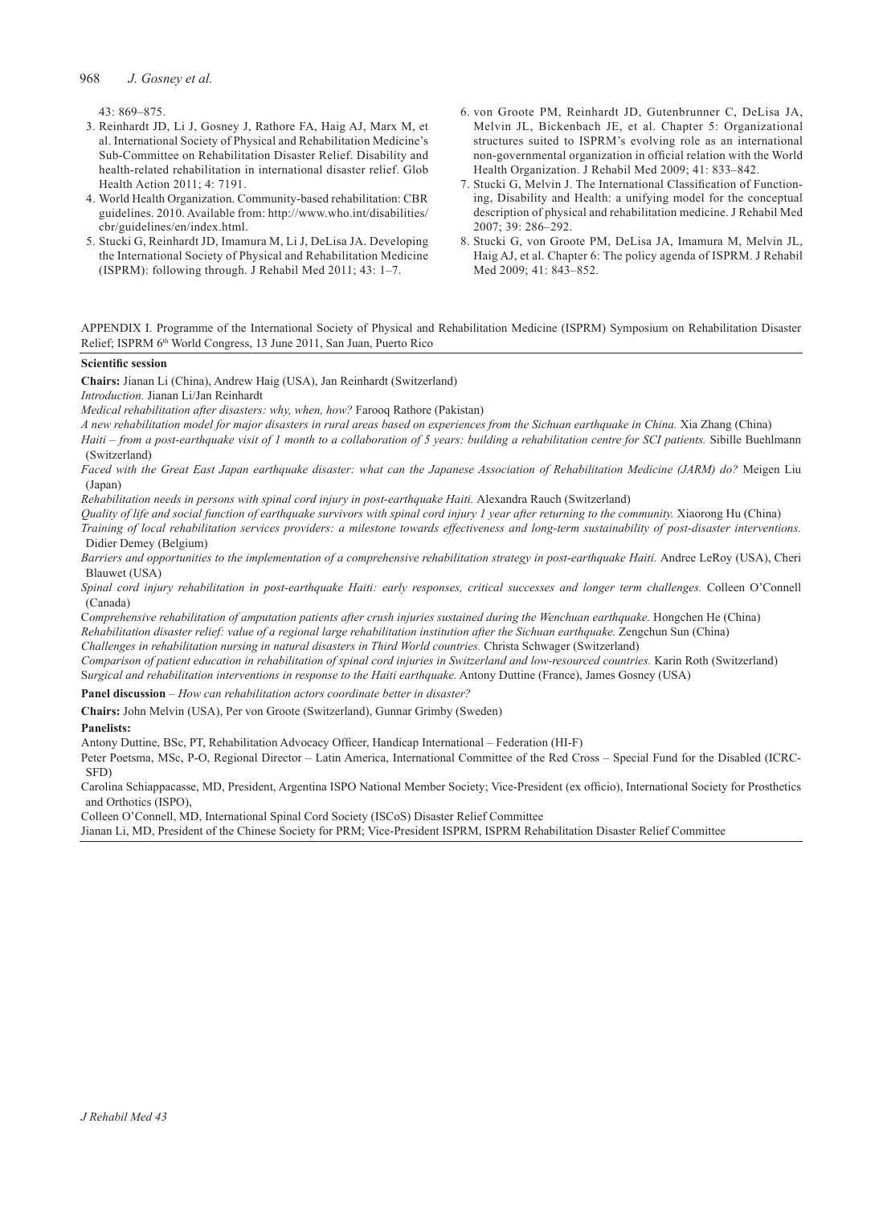43: 869–875.

3. Reinhardt JD, Li J, Gosney J, Rathore FA, Haig AJ, Marx M, et al. International Society of Physical and Rehabilitation Medicine's Sub-Committee on Rehabilitation Disaster Relief. Disability and health-related rehabilitation in international disaster relief. Glob Health Action 2011; 4: 7191.
4. World Health Organization. Community-based rehabilitation: CBR guidelines. 2010. Available from: http://www.who.int/disabilities/cbr/guidelines/en/index.html.
5. Stucki G, Reinhardt JD, Imamura M, Li J, DeLisa JA. Developing the International Society of Physical and Rehabilitation Medicine (ISPRM): following through. J Rehabil Med 2011; 43: 1–7.
6. von Groote PM, Reinhardt JD, Gutenbrunner C, DeLisa JA, Melvin JL, Bickenbach JE, et al. Chapter 5: Organizational structures suited to ISPRM's evolving role as an international non-governmental organization in official relation with the World Health Organization. J Rehabil Med 2009; 41: 833–842.
7. Stucki G, Melvin J. The International Classification of Functioning, Disability and Health: a unifying model for the conceptual description of physical and rehabilitation medicine. J Rehabil Med 2007; 39: 286–292.
8. Stucki G, von Groote PM, DeLisa JA, Imamura M, Melvin JL, Haig AJ, et al. Chapter 6: The policy agenda of ISPRM. J Rehabil Med 2009; 41: 843–852.

APPENDIX I. Programme of the International Society of Physical and Rehabilitation Medicine (ISPRM) Symposium on Rehabilitation Disaster Relief; ISPRM 6th World Congress, 13 June 2011, San Juan, Puerto Rico

**Scientific session**

**Chairs:** Jianan Li (China), Andrew Haig (USA), Jan Reinhardt (Switzerland)

*Introduction.* Jianan Li/Jan Reinhardt

*Medical rehabilitation after disasters: why, when, how?* Farooq Rathore (Pakistan)

*A new rehabilitation model for major disasters in rural areas based on experiences from the Sichuan earthquake in China.* Xia Zhang (China)

*Haiti – from a post-earthquake visit of 1 month to a collaboration of 5 years: building a rehabilitation centre for SCI patients.* Sibille Buehlmann (Switzerland)

*Faced with the Great East Japan earthquake disaster: what can the Japanese Association of Rehabilitation Medicine (JARM) do?* Meigen Liu (Japan)

*Rehabilitation needs in persons with spinal cord injury in post-earthquake Haiti.* Alexandra Rauch (Switzerland)

*Quality of life and social function of earthquake survivors with spinal cord injury 1 year after returning to the community.* Xiaorong Hu (China)

*Training of local rehabilitation services providers: a milestone towards effectiveness and long-term sustainability of post-disaster interventions.* Didier Demey (Belgium)

*Barriers and opportunities to the implementation of a comprehensive rehabilitation strategy in post-earthquake Haiti.* Andree LeRoy (USA), Cheri Blauwet (USA)

*Spinal cord injury rehabilitation in post-earthquake Haiti: early responses, critical successes and longer term challenges.* Colleen O'Connell (Canada)

*Comprehensive rehabilitation of amputation patients after crush injuries sustained during the Wenchuan earthquake.* Hongchen He (China)

*Rehabilitation disaster relief: value of a regional large rehabilitation institution after the Sichuan earthquake.* Zengchun Sun (China)

*Challenges in rehabilitation nursing in natural disasters in Third World countries.* Christa Schwager (Switzerland)

*Comparison of patient education in rehabilitation of spinal cord injuries in Switzerland and low-resourced countries.* Karin Roth (Switzerland)

*Surgical and rehabilitation interventions in response to the Haiti earthquake.* Antony Duttine (France), James Gosney (USA)

**Panel discussion** – *How can rehabilitation actors coordinate better in disaster?*

**Chairs:** John Melvin (USA), Per von Groote (Switzerland), Gunnar Grimby (Sweden)

**Panelists:**

Antony Duttine, BSc, PT, Rehabilitation Advocacy Officer, Handicap International – Federation (HI-F)

Peter Poetsma, MSc, P-O, Regional Director – Latin America, International Committee of the Red Cross – Special Fund for the Disabled (ICRC-SFD)

Carolina Schiappacasse, MD, President, Argentina ISPO National Member Society; Vice-President (ex officio), International Society for Prosthetics and Orthotics (ISPO),

Colleen O'Connell, MD, International Spinal Cord Society (ISCoS) Disaster Relief Committee

Jianan Li, MD, President of the Chinese Society for PRM; Vice-President ISPRM, ISPRM Rehabilitation Disaster Relief Committee